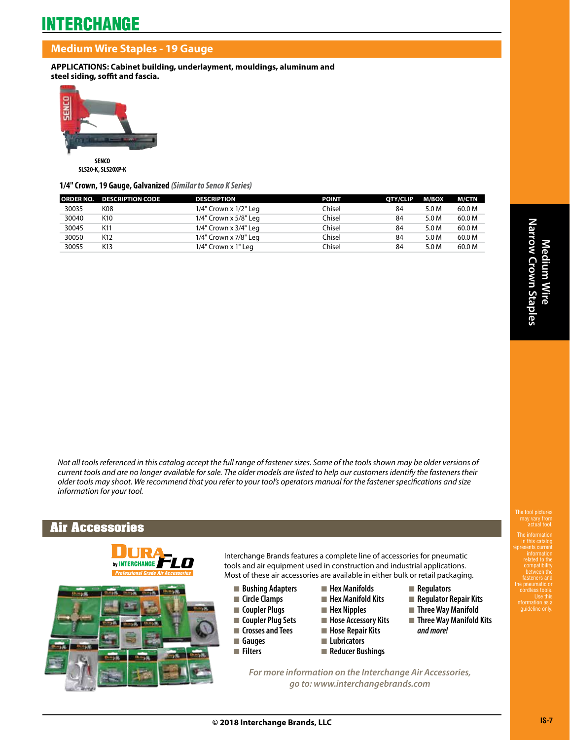# INTERCHANGE

## Medium Wire Staples - 19 Gauge

**APPLICATIONS: Cabinet building, underlayment, mouldings, aluminum and steel siding, soffit and fascia.**

SENCO
SLS20-K, SLS20XP-K

### 1/4" Crown, 19 Gauge, Galvanized *(Similar to Senco K Series)*

| ORDER NO. | DESCRIPTION CODE | DESCRIPTION | POINT | QTY/CLIP | M/BOX | M/CTN |
|---|---|---|---|---|---|---|
| 30035 | K08 | 1/4" Crown x 1/2" Leg | Chisel | 84 | 5.0 M | 60.0 M |
| 30040 | K10 | 1/4" Crown x 5/8" Leg | Chisel | 84 | 5.0 M | 60.0 M |
| 30045 | K11 | 1/4" Crown x 3/4" Leg | Chisel | 84 | 5.0 M | 60.0 M |
| 30050 | K12 | 1/4" Crown x 7/8" Leg | Chisel | 84 | 5.0 M | 60.0 M |
| 30055 | K13 | 1/4" Crown x 1" Leg | Chisel | 84 | 5.0 M | 60.0 M |

*Not all tools referenced in this catalog accept the full range of fastener sizes. Some of the tools shown may be older versions of current tools and are no longer available for sale. The older models are listed to help our customers identify the fasteners their older tools may shoot. We recommend that you refer to your tool's operators manual for the fastener specifications and size information for your tool.*

Medium Wire Narrow Crown Staples

The tool pictures may vary from actual tool.

The information in this catalog represents current information related to the compatibility between the fasteners and the pneumatic or cordless tools. Use this information as a guideline only.

## Air Accessories

DURA FLO by INTERCHANGE — Professional Grade Air Accessories

Interchange Brands features a complete line of accessories for pneumatic tools and air equipment used in construction and industrial applications. Most of these air accessories are available in either bulk or retail packaging.

- Bushing Adapters
- Circle Clamps
- Coupler Plugs
- Coupler Plug Sets
- Crosses and Tees
- Gauges
- Filters
- Hex Manifolds
- Hex Manifold Kits
- Hex Nipples
- Hose Accessory Kits
- Hose Repair Kits
- Lubricators
- Reducer Bushings
- Regulators
- Regulator Repair Kits
- Three Way Manifold
- Three Way Manifold Kits
- *and more!*

*For more information on the Interchange Air Accessories, go to: www.interchangebrands.com*

© 2018 Interchange Brands, LLC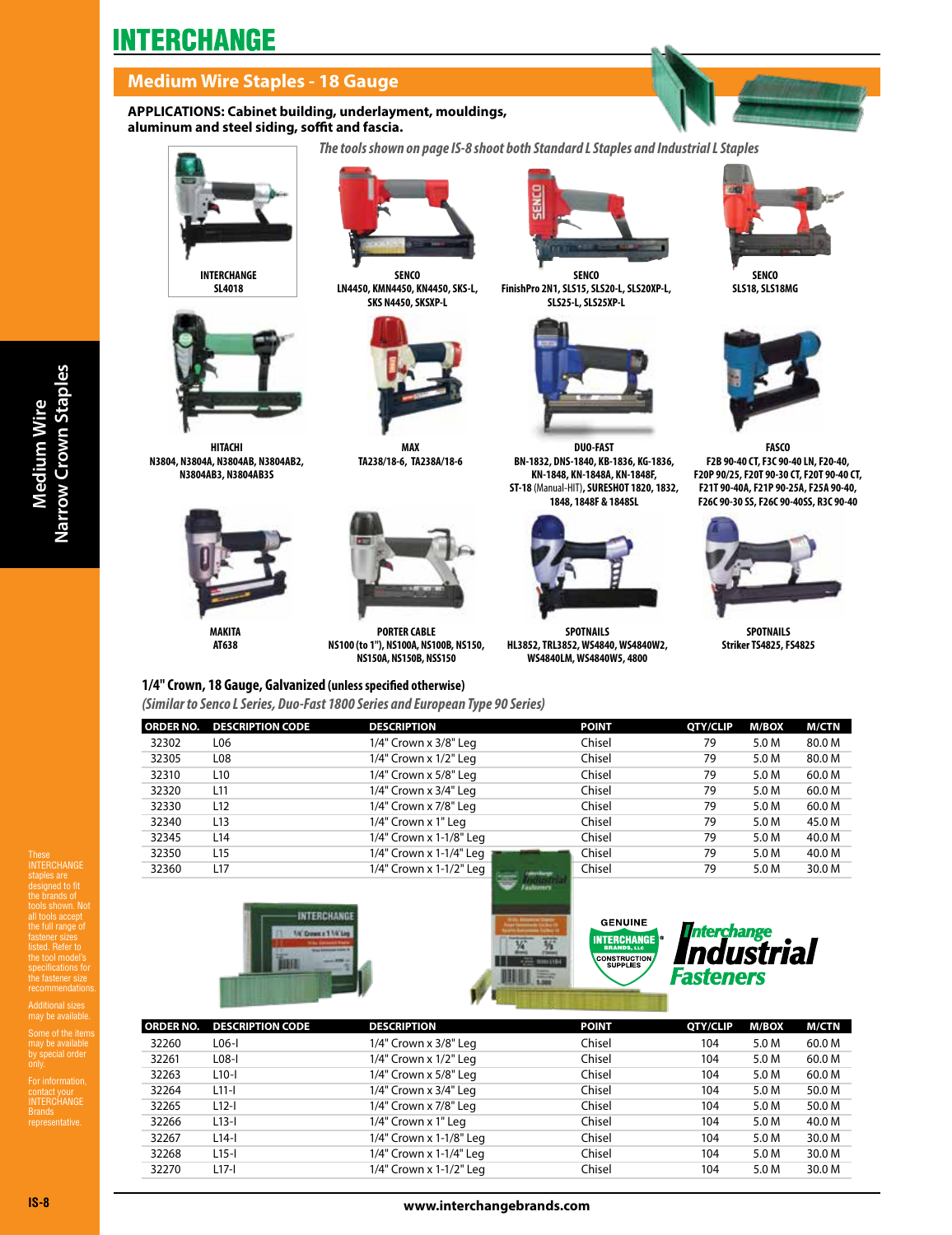# INTERCHANGE

## Medium Wire Staples - 18 Gauge

**APPLICATIONS: Cabinet building, underlayment, mouldings, aluminum and steel siding, soffit and fascia.**

*The tools shown on page IS-8 shoot both Standard L Staples and Industrial L Staples*

**INTERCHANGE**
SL4018

**SENCO**
LN4450, KMN4450, KN4450, SKS-L, SKS N4450, SKSXP-L

**SENCO**
FinishPro 2N1, SLS15, SLS20-L, SLS20XP-L, SLS25-L, SLS25XP-L

**SENCO**
SLS18, SLS18MG

**HITACHI**
N3804, N3804A, N3804AB, N3804AB2, N3804AB3, N3804AB3S

**MAX**
TA238/18-6, TA238A/18-6

**DUO-FAST**
BN-1832, DNS-1840, KB-1836, KG-1836, KN-1848, KN-1848A, KN-1848F, ST-18 (Manual-HIT), SURESHOT 1820, 1832, 1848, 1848F & 1848SL

**FASCO**
F2B 90-40 CT, F3C 90-40 LN, F20-40, F20P 90/25, F20T 90-30 CT, F20T 90-40 CT, F21T 90-40A, F21P 90-25A, F25A 90-40, F26C 90-30 SS, F26C 90-40SS, R3C 90-40

**MAKITA**
AT638

**PORTER CABLE**
NS100 (to 1"), NS100A, NS100B, NS150, NS150A, NS150B, NSS150

**SPOTNAILS**
HL3852, TRL3852, WS4840, WS4840W2, WS4840LM, WS4840W5, 4800

**SPOTNAILS**
Striker TS4825, FS4825

### 1/4" Crown, 18 Gauge, Galvanized (unless specified otherwise)

*(Similar to Senco L Series, Duo-Fast 1800 Series and European Type 90 Series)*

| ORDER NO. | DESCRIPTION CODE | DESCRIPTION | POINT | QTY/CLIP | M/BOX | M/CTN |
|---|---|---|---|---|---|---|
| 32302 | L06 | 1/4" Crown x 3/8" Leg | Chisel | 79 | 5.0 M | 80.0 M |
| 32305 | L08 | 1/4" Crown x 1/2" Leg | Chisel | 79 | 5.0 M | 80.0 M |
| 32310 | L10 | 1/4" Crown x 5/8" Leg | Chisel | 79 | 5.0 M | 60.0 M |
| 32320 | L11 | 1/4" Crown x 3/4" Leg | Chisel | 79 | 5.0 M | 60.0 M |
| 32330 | L12 | 1/4" Crown x 7/8" Leg | Chisel | 79 | 5.0 M | 60.0 M |
| 32340 | L13 | 1/4" Crown x 1" Leg | Chisel | 79 | 5.0 M | 45.0 M |
| 32345 | L14 | 1/4" Crown x 1-1/8" Leg | Chisel | 79 | 5.0 M | 40.0 M |
| 32350 | L15 | 1/4" Crown x 1-1/4" Leg | Chisel | 79 | 5.0 M | 40.0 M |
| 32360 | L17 | 1/4" Crown x 1-1/2" Leg | Chisel | 79 | 5.0 M | 30.0 M |

GENUINE INTERCHANGE BRANDS, LLC CONSTRUCTION SUPPLIES

**Interchange Industrial Fasteners**

| ORDER NO. | DESCRIPTION CODE | DESCRIPTION | POINT | QTY/CLIP | M/BOX | M/CTN |
|---|---|---|---|---|---|---|
| 32260 | L06-I | 1/4" Crown x 3/8" Leg | Chisel | 104 | 5.0 M | 60.0 M |
| 32261 | L08-I | 1/4" Crown x 1/2" Leg | Chisel | 104 | 5.0 M | 60.0 M |
| 32263 | L10-I | 1/4" Crown x 5/8" Leg | Chisel | 104 | 5.0 M | 60.0 M |
| 32264 | L11-I | 1/4" Crown x 3/4" Leg | Chisel | 104 | 5.0 M | 50.0 M |
| 32265 | L12-I | 1/4" Crown x 7/8" Leg | Chisel | 104 | 5.0 M | 50.0 M |
| 32266 | L13-I | 1/4" Crown x 1" Leg | Chisel | 104 | 5.0 M | 40.0 M |
| 32267 | L14-I | 1/4" Crown x 1-1/8" Leg | Chisel | 104 | 5.0 M | 30.0 M |
| 32268 | L15-I | 1/4" Crown x 1-1/4" Leg | Chisel | 104 | 5.0 M | 30.0 M |
| 32270 | L17-I | 1/4" Crown x 1-1/2" Leg | Chisel | 104 | 5.0 M | 30.0 M |

These INTERCHANGE staples are designed to fit the brands of tools shown. Not all tools accept the full range of fastener sizes listed. Refer to the tool model's specifications for the fastener size recommendations.

Additional sizes may be available.

Some of the items may be available by special order only.

For information, contact your INTERCHANGE Brands representative.

www.interchangebrands.com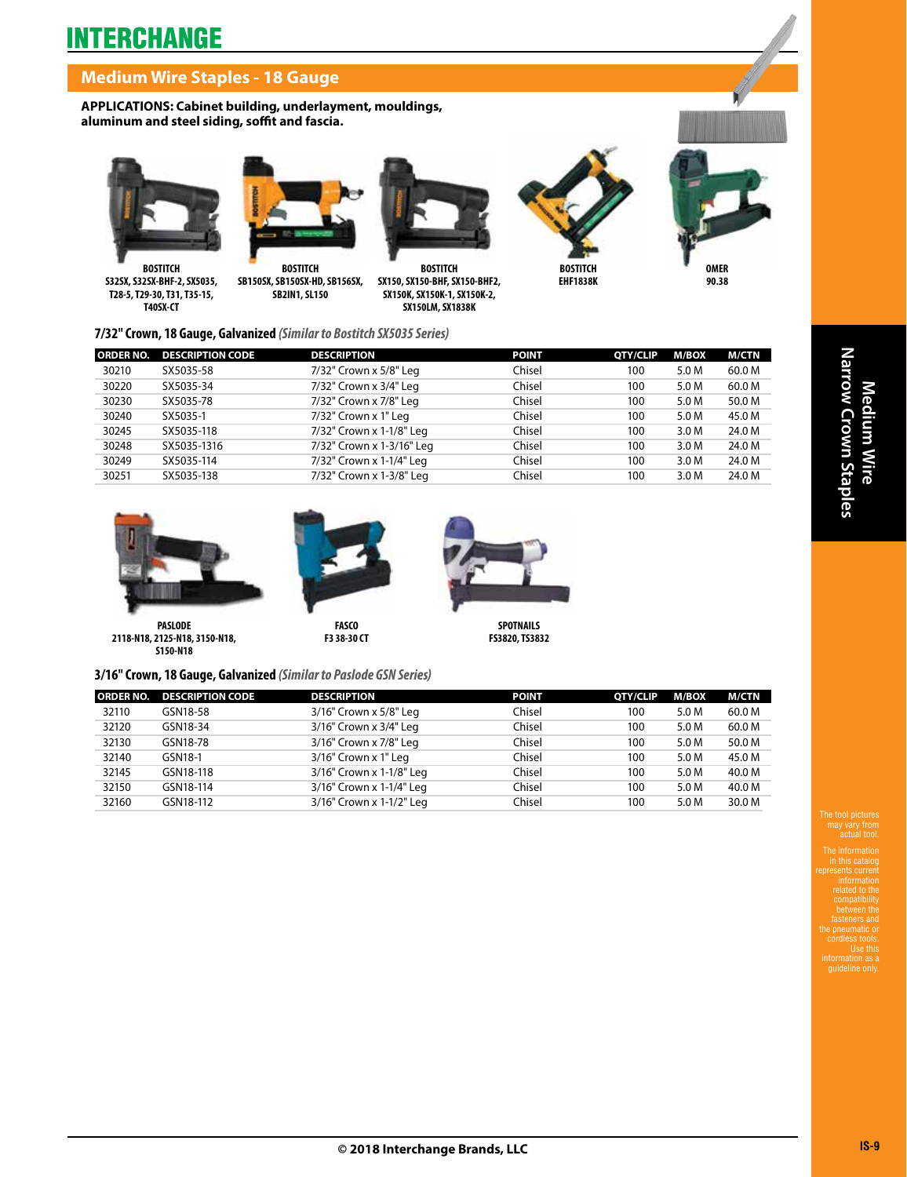# INTERCHANGE

## Medium Wire Staples - 18 Gauge

**APPLICATIONS: Cabinet building, underlayment, mouldings, aluminum and steel siding, soffit and fascia.**

**BOSTITCH**
S32SX, S32SX-BHF-2, SX5035, T28-5, T29-30, T31, T35-15, T40SX-CT

**BOSTITCH**
SB150SX, SB150SX-HD, SB156SX, SB2IN1, SL150

**BOSTITCH**
SX150, SX150-BHF, SX150-BHF2, SX150K, SX150K-1, SX150K-2, SX150LM, SX1838K

**BOSTITCH**
EHF1838K

**OMER**
90.38

### 7/32" Crown, 18 Gauge, Galvanized *(Similar to Bostitch SX5035 Series)*

| ORDER NO. | DESCRIPTION CODE | DESCRIPTION | POINT | QTY/CLIP | M/BOX | M/CTN |
|---|---|---|---|---|---|---|
| 30210 | SX5035-58 | 7/32" Crown x 5/8" Leg | Chisel | 100 | 5.0 M | 60.0 M |
| 30220 | SX5035-34 | 7/32" Crown x 3/4" Leg | Chisel | 100 | 5.0 M | 60.0 M |
| 30230 | SX5035-78 | 7/32" Crown x 7/8" Leg | Chisel | 100 | 5.0 M | 50.0 M |
| 30240 | SX5035-1 | 7/32" Crown x 1" Leg | Chisel | 100 | 5.0 M | 45.0 M |
| 30245 | SX5035-118 | 7/32" Crown x 1-1/8" Leg | Chisel | 100 | 3.0 M | 24.0 M |
| 30248 | SX5035-1316 | 7/32" Crown x 1-3/16" Leg | Chisel | 100 | 3.0 M | 24.0 M |
| 30249 | SX5035-114 | 7/32" Crown x 1-1/4" Leg | Chisel | 100 | 3.0 M | 24.0 M |
| 30251 | SX5035-138 | 7/32" Crown x 1-3/8" Leg | Chisel | 100 | 3.0 M | 24.0 M |

**PASLODE**
2118-N18, 2125-N18, 3150-N18, S150-N18

**FASCO**
F3 38-30 CT

**SPOTNAILS**
FS3820, TS3832

### 3/16" Crown, 18 Gauge, Galvanized *(Similar to Paslode GSN Series)*

| ORDER NO. | DESCRIPTION CODE | DESCRIPTION | POINT | QTY/CLIP | M/BOX | M/CTN |
|---|---|---|---|---|---|---|
| 32110 | GSN18-58 | 3/16" Crown x 5/8" Leg | Chisel | 100 | 5.0 M | 60.0 M |
| 32120 | GSN18-34 | 3/16" Crown x 3/4" Leg | Chisel | 100 | 5.0 M | 60.0 M |
| 32130 | GSN18-78 | 3/16" Crown x 7/8" Leg | Chisel | 100 | 5.0 M | 50.0 M |
| 32140 | GSN18-1 | 3/16" Crown x 1" Leg | Chisel | 100 | 5.0 M | 45.0 M |
| 32145 | GSN18-118 | 3/16" Crown x 1-1/8" Leg | Chisel | 100 | 5.0 M | 40.0 M |
| 32150 | GSN18-114 | 3/16" Crown x 1-1/4" Leg | Chisel | 100 | 5.0 M | 40.0 M |
| 32160 | GSN18-112 | 3/16" Crown x 1-1/2" Leg | Chisel | 100 | 5.0 M | 30.0 M |

**Medium Wire Narrow Crown Staples**

The tool pictures may vary from actual tool.

The information in this catalog represents current information related to the compatibility between the fasteners and the pneumatic or cordless tools. Use this information as a guideline only.

© 2018 Interchange Brands, LLC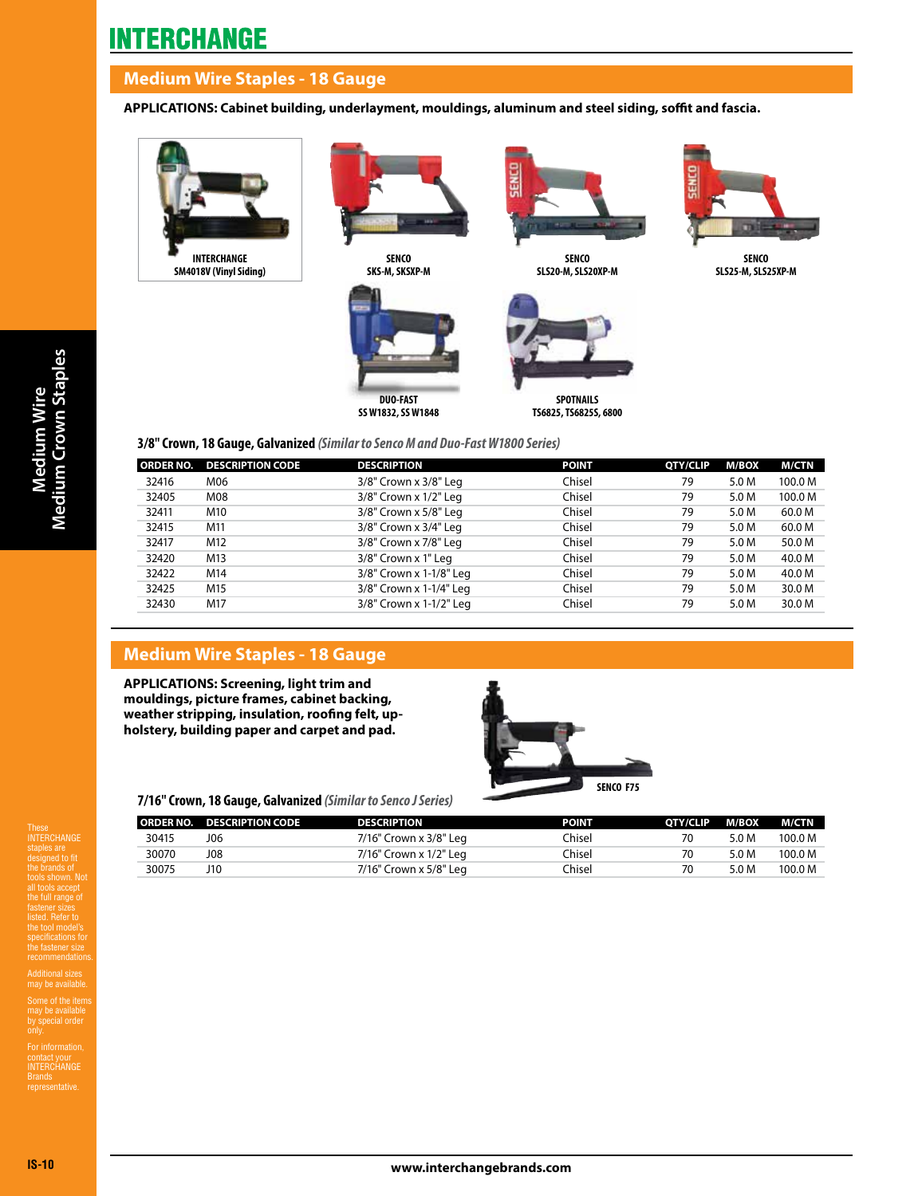# INTERCHANGE

## Medium Wire Staples - 18 Gauge

**APPLICATIONS: Cabinet building, underlayment, mouldings, aluminum and steel siding, soffit and fascia.**

**INTERCHANGE**
**SM4018V (Vinyl Siding)**

**SENCO**
**SKS-M, SKSXP-M**

**SENCO**
**SLS20-M, SLS20XP-M**

**SENCO**
**SLS25-M, SLS25XP-M**

**DUO-FAST**
**SS W1832, SS W1848**

**SPOTNAILS**
**TS6825, TS6825S, 6800**

### 3/8" Crown, 18 Gauge, Galvanized *(Similar to Senco M and Duo-Fast W1800 Series)*

| ORDER NO. | DESCRIPTION CODE | DESCRIPTION | POINT | QTY/CLIP | M/BOX | M/CTN |
|---|---|---|---|---|---|---|
| 32416 | M06 | 3/8" Crown x 3/8" Leg | Chisel | 79 | 5.0 M | 100.0 M |
| 32405 | M08 | 3/8" Crown x 1/2" Leg | Chisel | 79 | 5.0 M | 100.0 M |
| 32411 | M10 | 3/8" Crown x 5/8" Leg | Chisel | 79 | 5.0 M | 60.0 M |
| 32415 | M11 | 3/8" Crown x 3/4" Leg | Chisel | 79 | 5.0 M | 60.0 M |
| 32417 | M12 | 3/8" Crown x 7/8" Leg | Chisel | 79 | 5.0 M | 50.0 M |
| 32420 | M13 | 3/8" Crown x 1" Leg | Chisel | 79 | 5.0 M | 40.0 M |
| 32422 | M14 | 3/8" Crown x 1-1/8" Leg | Chisel | 79 | 5.0 M | 40.0 M |
| 32425 | M15 | 3/8" Crown x 1-1/4" Leg | Chisel | 79 | 5.0 M | 30.0 M |
| 32430 | M17 | 3/8" Crown x 1-1/2" Leg | Chisel | 79 | 5.0 M | 30.0 M |

## Medium Wire Staples - 18 Gauge

**APPLICATIONS: Screening, light trim and mouldings, picture frames, cabinet backing, weather stripping, insulation, roofing felt, upholstery, building paper and carpet and pad.**

**SENCO F75**

### 7/16" Crown, 18 Gauge, Galvanized *(Similar to Senco J Series)*

| ORDER NO. | DESCRIPTION CODE | DESCRIPTION | POINT | QTY/CLIP | M/BOX | M/CTN |
|---|---|---|---|---|---|---|
| 30415 | J06 | 7/16" Crown x 3/8" Leg | Chisel | 70 | 5.0 M | 100.0 M |
| 30070 | J08 | 7/16" Crown x 1/2" Leg | Chisel | 70 | 5.0 M | 100.0 M |
| 30075 | J10 | 7/16" Crown x 5/8" Leg | Chisel | 70 | 5.0 M | 100.0 M |

These INTERCHANGE staples are designed to fit the brands of tools shown. Not all tools accept the full range of fastener sizes listed. Refer to the tool model's specifications for the fastener size recommendations.

Additional sizes may be available.

Some of the items may be available by special order only.

For information, contact your INTERCHANGE Brands representative.

www.interchangebrands.com